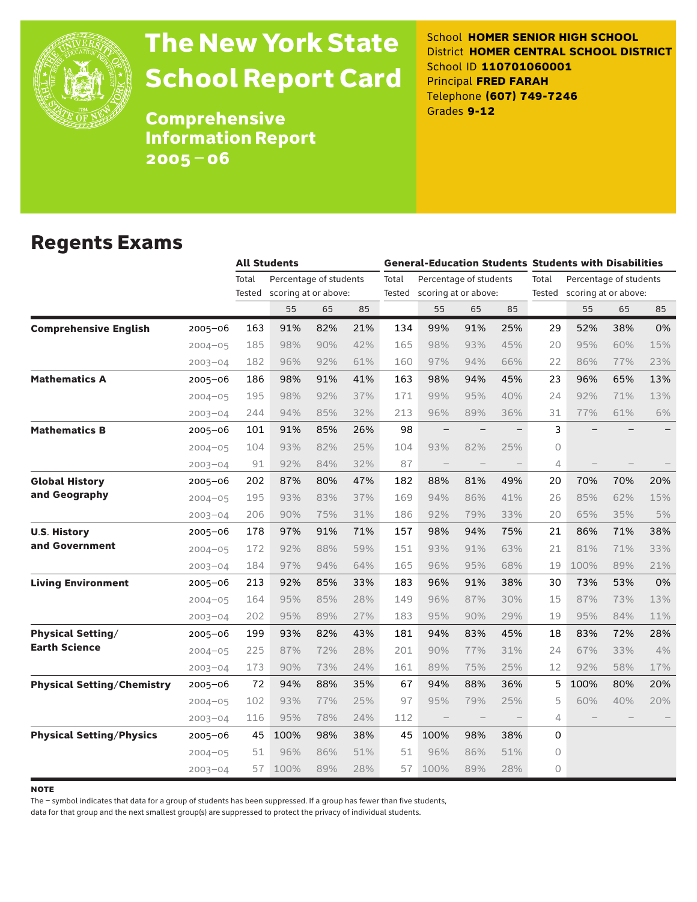# The New York State School Report Card

**Comprehensive Information Report 2005 – 06**

School **HOMER SENIOR HIGH SCHOOL**
District **HOMER CENTRAL SCHOOL DISTRICT**
School ID **110701060001**
Principal **FRED FARAH**
Telephone **(607) 749-7246**
Grades **9-12**

## Regents Exams

| | | All Students | | | | General-Education Students | | | | Students with Disabilities | | | |
|---|---|---|---|---|---|---|---|---|---|---|---|---|---|
| | | Total Tested | Percentage of students scoring at or above: | | | Total Tested | Percentage of students scoring at or above: | | | Total Tested | Percentage of students scoring at or above: | | |
| | | | 55 | 65 | 85 | | 55 | 65 | 85 | | 55 | 65 | 85 |
| **Comprehensive English** | 2005–06 | 163 | 91% | 82% | 21% | 134 | 99% | 91% | 25% | 29 | 52% | 38% | 0% |
| | 2004–05 | 185 | 98% | 90% | 42% | 165 | 98% | 93% | 45% | 20 | 95% | 60% | 15% |
| | 2003–04 | 182 | 96% | 92% | 61% | 160 | 97% | 94% | 66% | 22 | 86% | 77% | 23% |
| **Mathematics A** | 2005–06 | 186 | 98% | 91% | 41% | 163 | 98% | 94% | 45% | 23 | 96% | 65% | 13% |
| | 2004–05 | 195 | 98% | 92% | 37% | 171 | 99% | 95% | 40% | 24 | 92% | 71% | 13% |
| | 2003–04 | 244 | 94% | 85% | 32% | 213 | 96% | 89% | 36% | 31 | 77% | 61% | 6% |
| **Mathematics B** | 2005–06 | 101 | 91% | 85% | 26% | 98 | – | – | – | 3 | – | – | – |
| | 2004–05 | 104 | 93% | 82% | 25% | 104 | 93% | 82% | 25% | 0 | | | |
| | 2003–04 | 91 | 92% | 84% | 32% | 87 | – | – | – | 4 | – | – | – |
| **Global History and Geography** | 2005–06 | 202 | 87% | 80% | 47% | 182 | 88% | 81% | 49% | 20 | 70% | 70% | 20% |
| | 2004–05 | 195 | 93% | 83% | 37% | 169 | 94% | 86% | 41% | 26 | 85% | 62% | 15% |
| | 2003–04 | 206 | 90% | 75% | 31% | 186 | 92% | 79% | 33% | 20 | 65% | 35% | 5% |
| **U.S. History and Government** | 2005–06 | 178 | 97% | 91% | 71% | 157 | 98% | 94% | 75% | 21 | 86% | 71% | 38% |
| | 2004–05 | 172 | 92% | 88% | 59% | 151 | 93% | 91% | 63% | 21 | 81% | 71% | 33% |
| | 2003–04 | 184 | 97% | 94% | 64% | 165 | 96% | 95% | 68% | 19 | 100% | 89% | 21% |
| **Living Environment** | 2005–06 | 213 | 92% | 85% | 33% | 183 | 96% | 91% | 38% | 30 | 73% | 53% | 0% |
| | 2004–05 | 164 | 95% | 85% | 28% | 149 | 96% | 87% | 30% | 15 | 87% | 73% | 13% |
| | 2003–04 | 202 | 95% | 89% | 27% | 183 | 95% | 90% | 29% | 19 | 95% | 84% | 11% |
| **Physical Setting/ Earth Science** | 2005–06 | 199 | 93% | 82% | 43% | 181 | 94% | 83% | 45% | 18 | 83% | 72% | 28% |
| | 2004–05 | 225 | 87% | 72% | 28% | 201 | 90% | 77% | 31% | 24 | 67% | 33% | 4% |
| | 2003–04 | 173 | 90% | 73% | 24% | 161 | 89% | 75% | 25% | 12 | 92% | 58% | 17% |
| **Physical Setting/Chemistry** | 2005–06 | 72 | 94% | 88% | 35% | 67 | 94% | 88% | 36% | 5 | 100% | 80% | 20% |
| | 2004–05 | 102 | 93% | 77% | 25% | 97 | 95% | 79% | 25% | 5 | 60% | 40% | 20% |
| | 2003–04 | 116 | 95% | 78% | 24% | 112 | – | – | – | 4 | – | – | – |
| **Physical Setting/Physics** | 2005–06 | 45 | 100% | 98% | 38% | 45 | 100% | 98% | 38% | 0 | | | |
| | 2004–05 | 51 | 96% | 86% | 51% | 51 | 96% | 86% | 51% | 0 | | | |
| | 2003–04 | 57 | 100% | 89% | 28% | 57 | 100% | 89% | 28% | 0 | | | |

**NOTE**

The – symbol indicates that data for a group of students has been suppressed. If a group has fewer than five students, data for that group and the next smallest group(s) are suppressed to protect the privacy of individual students.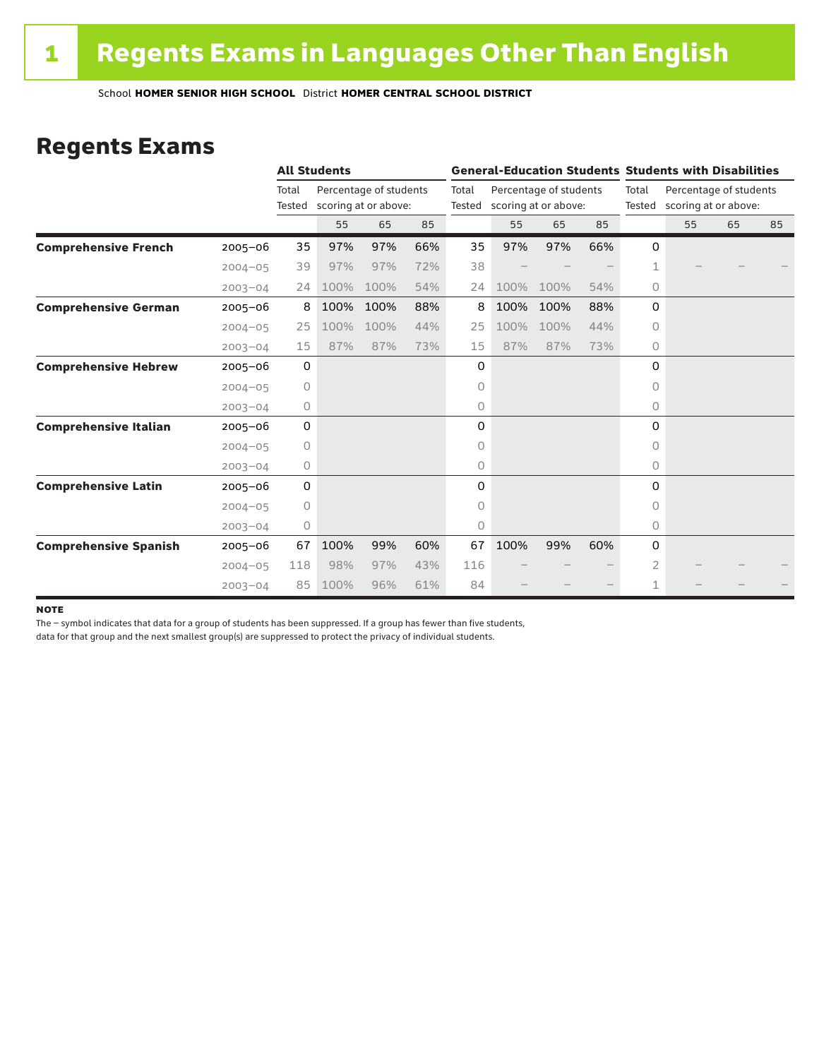# 1 Regents Exams in Languages Other Than English

School **HOMER SENIOR HIGH SCHOOL** District **HOMER CENTRAL SCHOOL DISTRICT**

## Regents Exams

| | | All Students | | | | General-Education Students | | | | Students with Disabilities | | | |
|---|---|---|---|---|---|---|---|---|---|---|---|---|---|
| | | Total Tested | Percentage of students scoring at or above: | | | Total Tested | Percentage of students scoring at or above: | | | Total Tested | Percentage of students scoring at or above: | | |
| | | | 55 | 65 | 85 | | 55 | 65 | 85 | | 55 | 65 | 85 |
| **Comprehensive French** | 2005–06 | 35 | 97% | 97% | 66% | 35 | 97% | 97% | 66% | 0 | | | |
| | 2004–05 | 39 | 97% | 97% | 72% | 38 | – | – | – | 1 | – | – | – |
| | 2003–04 | 24 | 100% | 100% | 54% | 24 | 100% | 100% | 54% | 0 | | | |
| **Comprehensive German** | 2005–06 | 8 | 100% | 100% | 88% | 8 | 100% | 100% | 88% | 0 | | | |
| | 2004–05 | 25 | 100% | 100% | 44% | 25 | 100% | 100% | 44% | 0 | | | |
| | 2003–04 | 15 | 87% | 87% | 73% | 15 | 87% | 87% | 73% | 0 | | | |
| **Comprehensive Hebrew** | 2005–06 | 0 | | | | 0 | | | | 0 | | | |
| | 2004–05 | 0 | | | | 0 | | | | 0 | | | |
| | 2003–04 | 0 | | | | 0 | | | | 0 | | | |
| **Comprehensive Italian** | 2005–06 | 0 | | | | 0 | | | | 0 | | | |
| | 2004–05 | 0 | | | | 0 | | | | 0 | | | |
| | 2003–04 | 0 | | | | 0 | | | | 0 | | | |
| **Comprehensive Latin** | 2005–06 | 0 | | | | 0 | | | | 0 | | | |
| | 2004–05 | 0 | | | | 0 | | | | 0 | | | |
| | 2003–04 | 0 | | | | 0 | | | | 0 | | | |
| **Comprehensive Spanish** | 2005–06 | 67 | 100% | 99% | 60% | 67 | 100% | 99% | 60% | 0 | | | |
| | 2004–05 | 118 | 98% | 97% | 43% | 116 | – | – | – | 2 | – | – | – |
| | 2003–04 | 85 | 100% | 96% | 61% | 84 | – | – | – | 1 | – | – | – |

**NOTE**

The – symbol indicates that data for a group of students has been suppressed. If a group has fewer than five students, data for that group and the next smallest group(s) are suppressed to protect the privacy of individual students.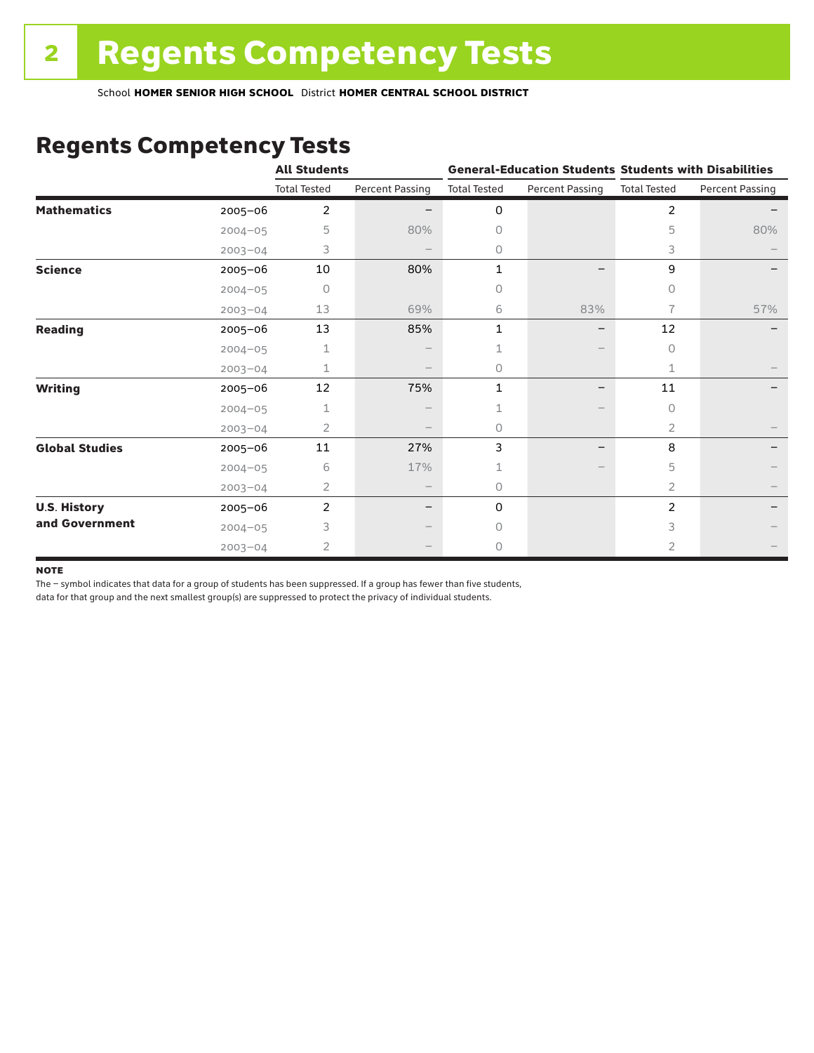# Regents Competency Tests

School **HOMER SENIOR HIGH SCHOOL** District **HOMER CENTRAL SCHOOL DISTRICT**

## Regents Competency Tests

| | | All Students | | General-Education Students | | Students with Disabilities | |
|---|---|---|---|---|---|---|---|
| | | Total Tested | Percent Passing | Total Tested | Percent Passing | Total Tested | Percent Passing |
| **Mathematics** | 2005–06 | 2 | – | 0 | | 2 | – |
| | 2004–05 | 5 | 80% | 0 | | 5 | 80% |
| | 2003–04 | 3 | – | 0 | | 3 | – |
| **Science** | 2005–06 | 10 | 80% | 1 | – | 9 | – |
| | 2004–05 | 0 | | 0 | | 0 | |
| | 2003–04 | 13 | 69% | 6 | 83% | 7 | 57% |
| **Reading** | 2005–06 | 13 | 85% | 1 | – | 12 | – |
| | 2004–05 | 1 | – | 1 | – | 0 | |
| | 2003–04 | 1 | – | 0 | | 1 | – |
| **Writing** | 2005–06 | 12 | 75% | 1 | – | 11 | – |
| | 2004–05 | 1 | – | 1 | – | 0 | |
| | 2003–04 | 2 | – | 0 | | 2 | – |
| **Global Studies** | 2005–06 | 11 | 27% | 3 | – | 8 | – |
| | 2004–05 | 6 | 17% | 1 | – | 5 | – |
| | 2003–04 | 2 | – | 0 | | 2 | – |
| **U.S. History and Government** | 2005–06 | 2 | – | 0 | | 2 | – |
| | 2004–05 | 3 | – | 0 | | 3 | – |
| | 2003–04 | 2 | – | 0 | | 2 | – |

**NOTE**

The – symbol indicates that data for a group of students has been suppressed. If a group has fewer than five students, data for that group and the next smallest group(s) are suppressed to protect the privacy of individual students.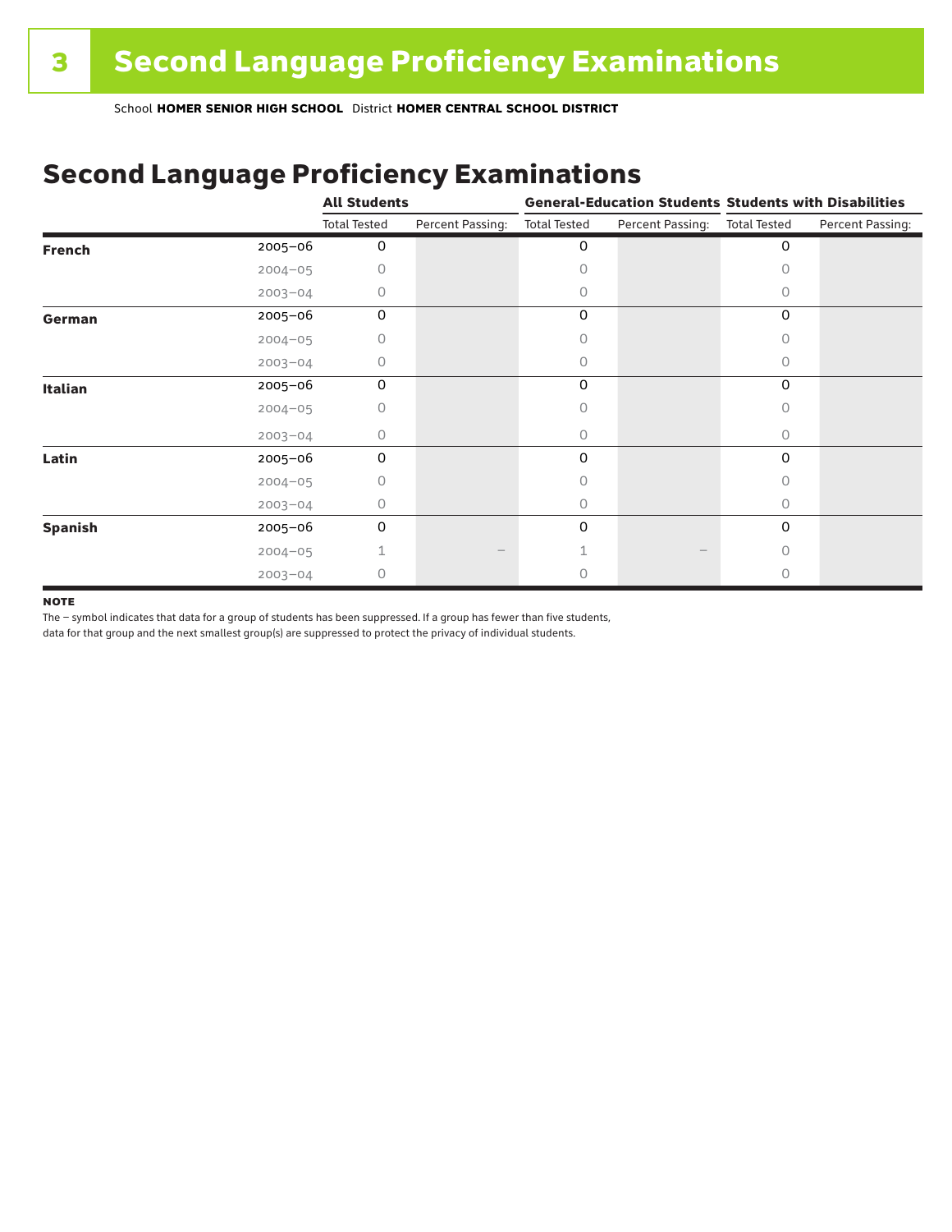# 3 Second Language Proficiency Examinations

School **HOMER SENIOR HIGH SCHOOL** District **HOMER CENTRAL SCHOOL DISTRICT**

## Second Language Proficiency Examinations

| | | All Students | | General-Education Students | | Students with Disabilities | |
|---|---|---|---|---|---|---|---|
| | | Total Tested | Percent Passing: | Total Tested | Percent Passing: | Total Tested | Percent Passing: |
| **French** | 2005–06 | 0 | | 0 | | 0 | |
| | 2004–05 | 0 | | 0 | | 0 | |
| | 2003–04 | 0 | | 0 | | 0 | |
| **German** | 2005–06 | 0 | | 0 | | 0 | |
| | 2004–05 | 0 | | 0 | | 0 | |
| | 2003–04 | 0 | | 0 | | 0 | |
| **Italian** | 2005–06 | 0 | | 0 | | 0 | |
| | 2004–05 | 0 | | 0 | | 0 | |
| | 2003–04 | 0 | | 0 | | 0 | |
| **Latin** | 2005–06 | 0 | | 0 | | 0 | |
| | 2004–05 | 0 | | 0 | | 0 | |
| | 2003–04 | 0 | | 0 | | 0 | |
| **Spanish** | 2005–06 | 0 | | 0 | | 0 | |
| | 2004–05 | 1 | – | 1 | – | 0 | |
| | 2003–04 | 0 | | 0 | | 0 | |

**NOTE**

The – symbol indicates that data for a group of students has been suppressed. If a group has fewer than five students, data for that group and the next smallest group(s) are suppressed to protect the privacy of individual students.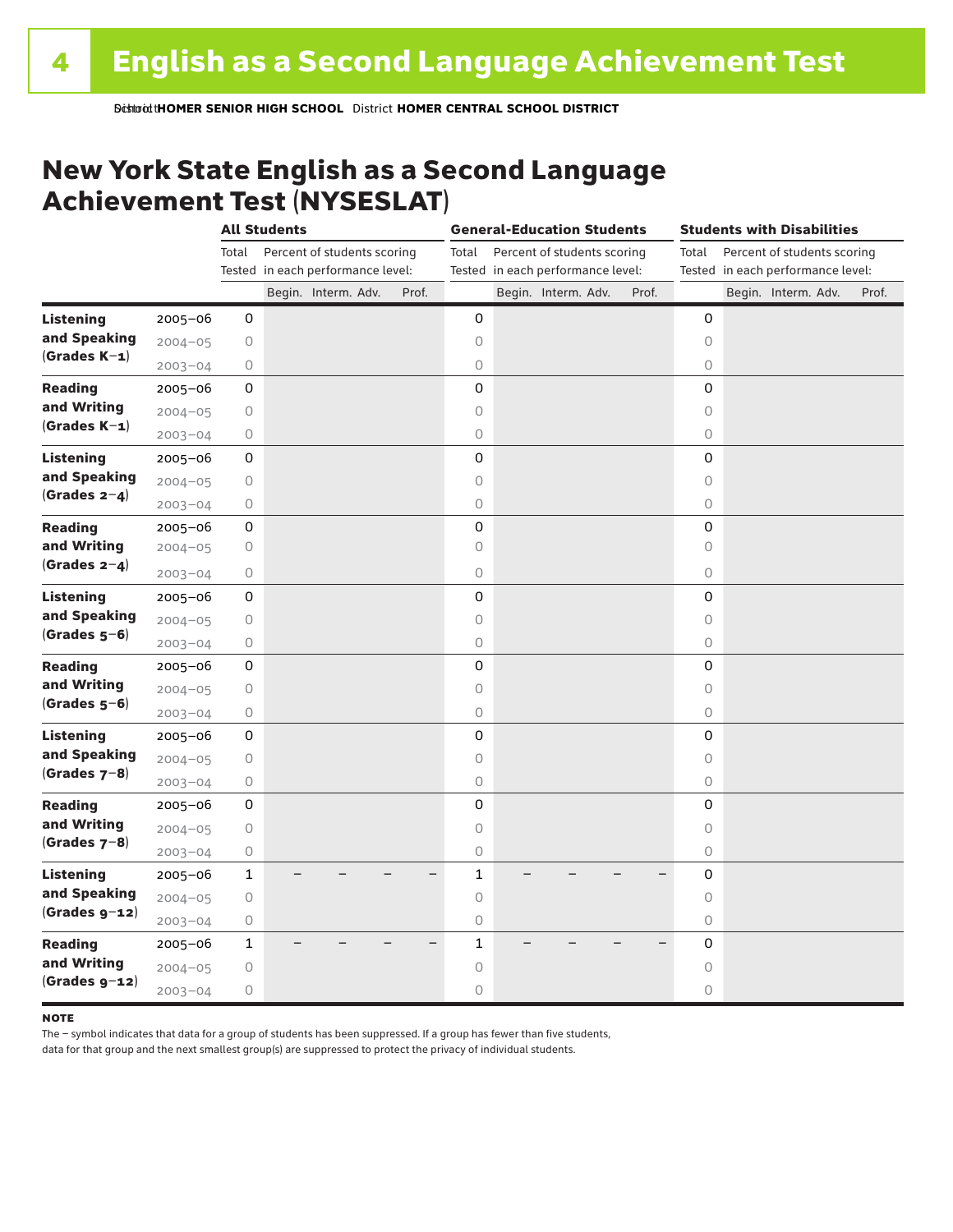# English as a Second Language Achievement Test

School **HOMER SENIOR HIGH SCHOOL** District **HOMER CENTRAL SCHOOL DISTRICT**

## New York State English as a Second Language Achievement Test (NYSESLAT)

| | | All Students | | | | | General-Education Students | | | | | Students with Disabilities | | | | |
|---|---|---|---|---|---|---|---|---|---|---|---|---|---|---|---|---|
| | | Total Tested | Percent of students scoring in each performance level: | | | | Total Tested | Percent of students scoring in each performance level: | | | | Total Tested | Percent of students scoring in each performance level: | | | |
| | | | Begin. | Interm. | Adv. | Prof. | | Begin. | Interm. | Adv. | Prof. | | Begin. | Interm. | Adv. | Prof. |
| **Listening and Speaking (Grades K–1)** | 2005–06 | 0 | | | | | 0 | | | | | 0 | | | | |
| | 2004–05 | 0 | | | | | 0 | | | | | 0 | | | | |
| | 2003–04 | 0 | | | | | 0 | | | | | 0 | | | | |
| **Reading and Writing (Grades K–1)** | 2005–06 | 0 | | | | | 0 | | | | | 0 | | | | |
| | 2004–05 | 0 | | | | | 0 | | | | | 0 | | | | |
| | 2003–04 | 0 | | | | | 0 | | | | | 0 | | | | |
| **Listening and Speaking (Grades 2–4)** | 2005–06 | 0 | | | | | 0 | | | | | 0 | | | | |
| | 2004–05 | 0 | | | | | 0 | | | | | 0 | | | | |
| | 2003–04 | 0 | | | | | 0 | | | | | 0 | | | | |
| **Reading and Writing (Grades 2–4)** | 2005–06 | 0 | | | | | 0 | | | | | 0 | | | | |
| | 2004–05 | 0 | | | | | 0 | | | | | 0 | | | | |
| | 2003–04 | 0 | | | | | 0 | | | | | 0 | | | | |
| **Listening and Speaking (Grades 5–6)** | 2005–06 | 0 | | | | | 0 | | | | | 0 | | | | |
| | 2004–05 | 0 | | | | | 0 | | | | | 0 | | | | |
| | 2003–04 | 0 | | | | | 0 | | | | | 0 | | | | |
| **Reading and Writing (Grades 5–6)** | 2005–06 | 0 | | | | | 0 | | | | | 0 | | | | |
| | 2004–05 | 0 | | | | | 0 | | | | | 0 | | | | |
| | 2003–04 | 0 | | | | | 0 | | | | | 0 | | | | |
| **Listening and Speaking (Grades 7–8)** | 2005–06 | 0 | | | | | 0 | | | | | 0 | | | | |
| | 2004–05 | 0 | | | | | 0 | | | | | 0 | | | | |
| | 2003–04 | 0 | | | | | 0 | | | | | 0 | | | | |
| **Reading and Writing (Grades 7–8)** | 2005–06 | 0 | | | | | 0 | | | | | 0 | | | | |
| | 2004–05 | 0 | | | | | 0 | | | | | 0 | | | | |
| | 2003–04 | 0 | | | | | 0 | | | | | 0 | | | | |
| **Listening and Speaking (Grades 9–12)** | 2005–06 | 1 | – | – | – | – | 1 | – | – | – | – | 0 | | | | |
| | 2004–05 | 0 | | | | | 0 | | | | | 0 | | | | |
| | 2003–04 | 0 | | | | | 0 | | | | | 0 | | | | |
| **Reading and Writing (Grades 9–12)** | 2005–06 | 1 | – | – | – | – | 1 | – | – | – | – | 0 | | | | |
| | 2004–05 | 0 | | | | | 0 | | | | | 0 | | | | |
| | 2003–04 | 0 | | | | | 0 | | | | | 0 | | | | |

**NOTE**

The – symbol indicates that data for a group of students has been suppressed. If a group has fewer than five students, data for that group and the next smallest group(s) are suppressed to protect the privacy of individual students.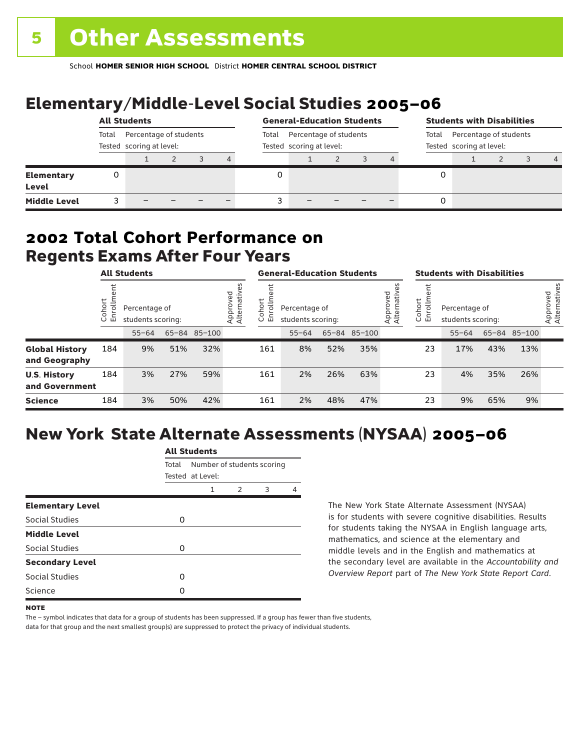# 5 Other Assessments

School **HOMER SENIOR HIGH SCHOOL** District **HOMER CENTRAL SCHOOL DISTRICT**

## Elementary/Middle-Level Social Studies 2005–06

| | All Students | | | | | General-Education Students | | | | | Students with Disabilities | | | | |
|---|---|---|---|---|---|---|---|---|---|---|---|---|---|---|---|
| | Total Tested | Percentage of students scoring at level: | | | | Total Tested | Percentage of students scoring at level: | | | | Total Tested | Percentage of students scoring at level: | | | |
| | | 1 | 2 | 3 | 4 | | 1 | 2 | 3 | 4 | | 1 | 2 | 3 | 4 |
| **Elementary Level** | 0 | | | | | 0 | | | | | 0 | | | | |
| **Middle Level** | 3 | – | – | – | – | 3 | – | – | – | – | 0 | | | | |

## 2002 Total Cohort Performance on Regents Exams After Four Years

| | All Students | | | | | General-Education Students | | | | | Students with Disabilities | | | | |
|---|---|---|---|---|---|---|---|---|---|---|---|---|---|---|---|
| | Cohort Enrollment | Percentage of students scoring: | | | Approved Alternatives | Cohort Enrollment | Percentage of students scoring: | | | Approved Alternatives | Cohort Enrollment | Percentage of students scoring: | | | Approved Alternatives |
| | | 55–64 | 65–84 | 85–100 | | | 55–64 | 65–84 | 85–100 | | | 55–64 | 65–84 | 85–100 | |
| **Global History and Geography** | 184 | 9% | 51% | 32% | | 161 | 8% | 52% | 35% | | 23 | 17% | 43% | 13% | |
| **U.S. History and Government** | 184 | 3% | 27% | 59% | | 161 | 2% | 26% | 63% | | 23 | 4% | 35% | 26% | |
| **Science** | 184 | 3% | 50% | 42% | | 161 | 2% | 48% | 47% | | 23 | 9% | 65% | 9% | |

## New York State Alternate Assessments (NYSAA) 2005–06

| | All Students | | | | |
|---|---|---|---|---|---|
| | Total Tested | Number of students scoring at Level: | | | |
| | | 1 | 2 | 3 | 4 |
| **Elementary Level** | | | | | |
| Social Studies | 0 | | | | |
| **Middle Level** | | | | | |
| Social Studies | 0 | | | | |
| **Secondary Level** | | | | | |
| Social Studies | 0 | | | | |
| Science | 0 | | | | |

The New York State Alternate Assessment (NYSAA) is for students with severe cognitive disabilities. Results for students taking the NYSAA in English language arts, mathematics, and science at the elementary and middle levels and in the English and mathematics at the secondary level are available in the *Accountability and Overview Report* part of *The New York State Report Card*.

**NOTE**

The – symbol indicates that data for a group of students has been suppressed. If a group has fewer than five students, data for that group and the next smallest group(s) are suppressed to protect the privacy of individual students.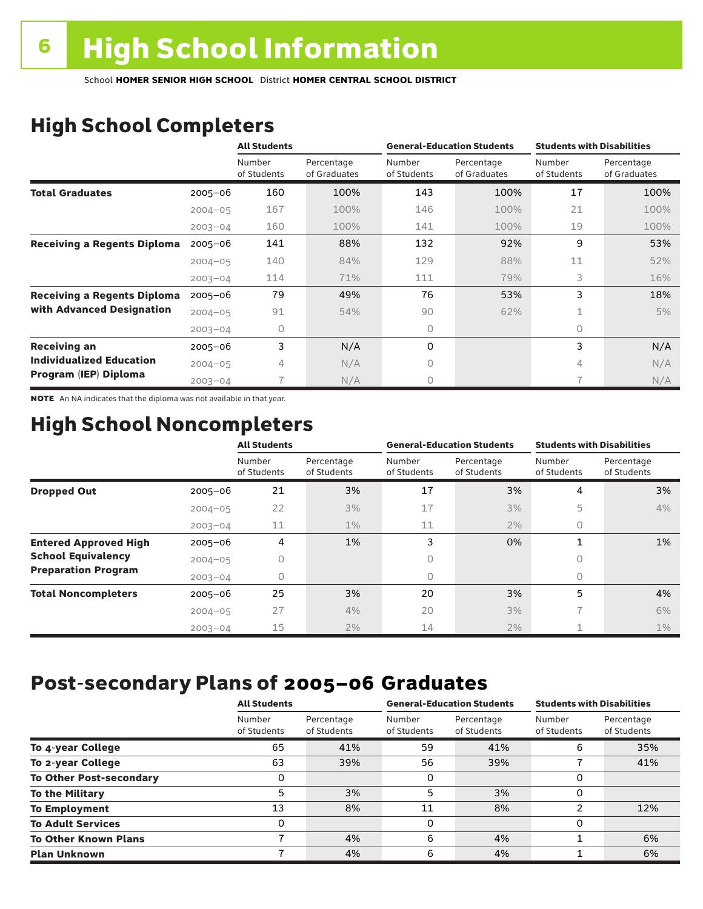# 6 High School Information

School **HOMER SENIOR HIGH SCHOOL** District **HOMER CENTRAL SCHOOL DISTRICT**

## High School Completers

| | | All Students | | General-Education Students | | Students with Disabilities | |
|---|---|---|---|---|---|---|---|
| | | Number of Students | Percentage of Graduates | Number of Students | Percentage of Graduates | Number of Students | Percentage of Graduates |
| **Total Graduates** | 2005–06 | 160 | 100% | 143 | 100% | 17 | 100% |
| | 2004–05 | 167 | 100% | 146 | 100% | 21 | 100% |
| | 2003–04 | 160 | 100% | 141 | 100% | 19 | 100% |
| **Receiving a Regents Diploma** | 2005–06 | 141 | 88% | 132 | 92% | 9 | 53% |
| | 2004–05 | 140 | 84% | 129 | 88% | 11 | 52% |
| | 2003–04 | 114 | 71% | 111 | 79% | 3 | 16% |
| **Receiving a Regents Diploma with Advanced Designation** | 2005–06 | 79 | 49% | 76 | 53% | 3 | 18% |
| | 2004–05 | 91 | 54% | 90 | 62% | 1 | 5% |
| | 2003–04 | 0 | | 0 | | 0 | |
| **Receiving an Individualized Education Program (IEP) Diploma** | 2005–06 | 3 | N/A | 0 | | 3 | N/A |
| | 2004–05 | 4 | N/A | 0 | | 4 | N/A |
| | 2003–04 | 7 | N/A | 0 | | 7 | N/A |

**NOTE** An NA indicates that the diploma was not available in that year.

## High School Noncompleters

| | | All Students | | General-Education Students | | Students with Disabilities | |
|---|---|---|---|---|---|---|---|
| | | Number of Students | Percentage of Students | Number of Students | Percentage of Students | Number of Students | Percentage of Students |
| **Dropped Out** | 2005–06 | 21 | 3% | 17 | 3% | 4 | 3% |
| | 2004–05 | 22 | 3% | 17 | 3% | 5 | 4% |
| | 2003–04 | 11 | 1% | 11 | 2% | 0 | |
| **Entered Approved High School Equivalency Preparation Program** | 2005–06 | 4 | 1% | 3 | 0% | 1 | 1% |
| | 2004–05 | 0 | | 0 | | 0 | |
| | 2003–04 | 0 | | 0 | | 0 | |
| **Total Noncompleters** | 2005–06 | 25 | 3% | 20 | 3% | 5 | 4% |
| | 2004–05 | 27 | 4% | 20 | 3% | 7 | 6% |
| | 2003–04 | 15 | 2% | 14 | 2% | 1 | 1% |

## Post-secondary Plans of 2005–06 Graduates

| | All Students | | General-Education Students | | Students with Disabilities | |
|---|---|---|---|---|---|---|
| | Number of Students | Percentage of Students | Number of Students | Percentage of Students | Number of Students | Percentage of Students |
| **To 4-year College** | 65 | 41% | 59 | 41% | 6 | 35% |
| **To 2-year College** | 63 | 39% | 56 | 39% | 7 | 41% |
| **To Other Post-secondary** | 0 | | 0 | | 0 | |
| **To the Military** | 5 | 3% | 5 | 3% | 0 | |
| **To Employment** | 13 | 8% | 11 | 8% | 2 | 12% |
| **To Adult Services** | 0 | | 0 | | 0 | |
| **To Other Known Plans** | 7 | 4% | 6 | 4% | 1 | 6% |
| **Plan Unknown** | 7 | 4% | 6 | 4% | 1 | 6% |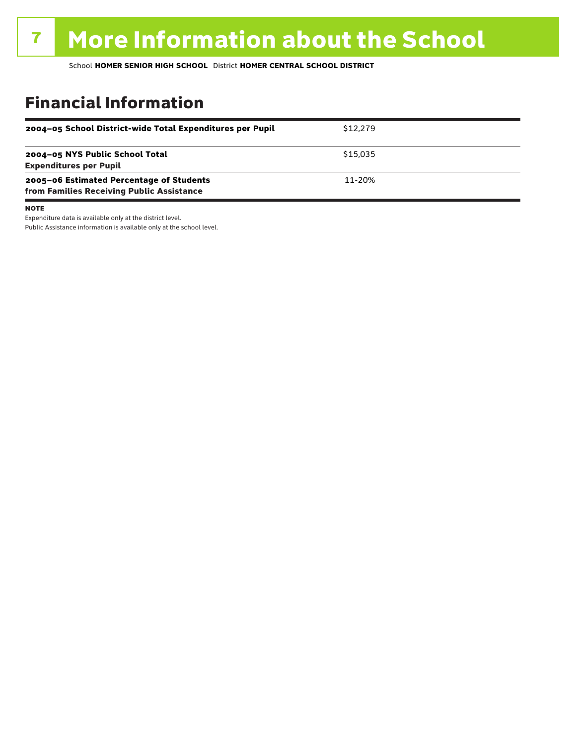# 7 More Information about the School

School **HOMER SENIOR HIGH SCHOOL** District **HOMER CENTRAL SCHOOL DISTRICT**

## Financial Information

| | |
|---|---|
| **2004–05 School District-wide Total Expenditures per Pupil** | $12,279 |
| **2004–05 NYS Public School Total Expenditures per Pupil** | $15,035 |
| **2005–06 Estimated Percentage of Students from Families Receiving Public Assistance** | 11-20% |

**NOTE**

Expenditure data is available only at the district level.

Public Assistance information is available only at the school level.